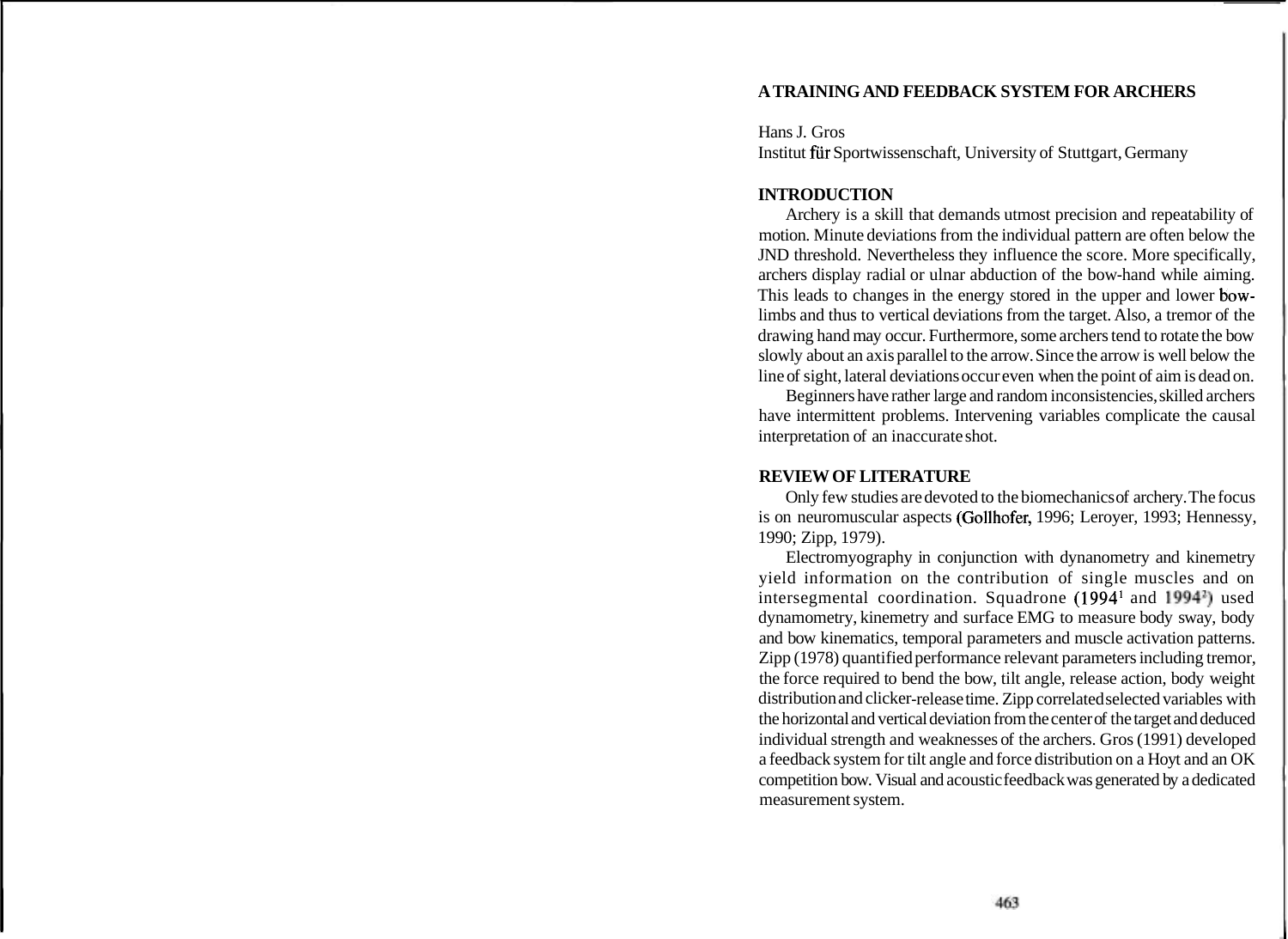# A TRAINING AND FEEDBACK SYSTEM FOR ARCHERS

Hans J. Gros
Institut für Sportwissenschaft, University of Stuttgart, Germany

## INTRODUCTION

Archery is a skill that demands utmost precision and repeatability of motion. Minute deviations from the individual pattern are often below the JND threshold. Nevertheless they influence the score. More specifically, archers display radial or ulnar abduction of the bow-hand while aiming. This leads to changes in the energy stored in the upper and lower bow-limbs and thus to vertical deviations from the target. Also, a tremor of the drawing hand may occur. Furthermore, some archers tend to rotate the bow slowly about an axis parallel to the arrow. Since the arrow is well below the line of sight, lateral deviations occur even when the point of aim is dead on.

Beginners have rather large and random inconsistencies, skilled archers have intermittent problems. Intervening variables complicate the causal interpretation of an inaccurate shot.

## REVIEW OF LITERATURE

Only few studies are devoted to the biomechanics of archery. The focus is on neuromuscular aspects (Gollhofer, 1996; Leroyer, 1993; Hennessy, 1990; Zipp, 1979).

Electromyography in conjunction with dynanometry and kinemetry yield information on the contribution of single muscles and on intersegmental coordination. Squadrone (1994[1] and 1994[2]) used dynamometry, kinemetry and surface EMG to measure body sway, body and bow kinematics, temporal parameters and muscle activation patterns. Zipp (1978) quantified performance relevant parameters including tremor, the force required to bend the bow, tilt angle, release action, body weight distribution and clicker-release time. Zipp correlated selected variables with the horizontal and vertical deviation from the center of the target and deduced individual strength and weaknesses of the archers. Gros (1991) developed a feedback system for tilt angle and force distribution on a Hoyt and an OK competition bow. Visual and acoustic feedback was generated by a dedicated measurement system.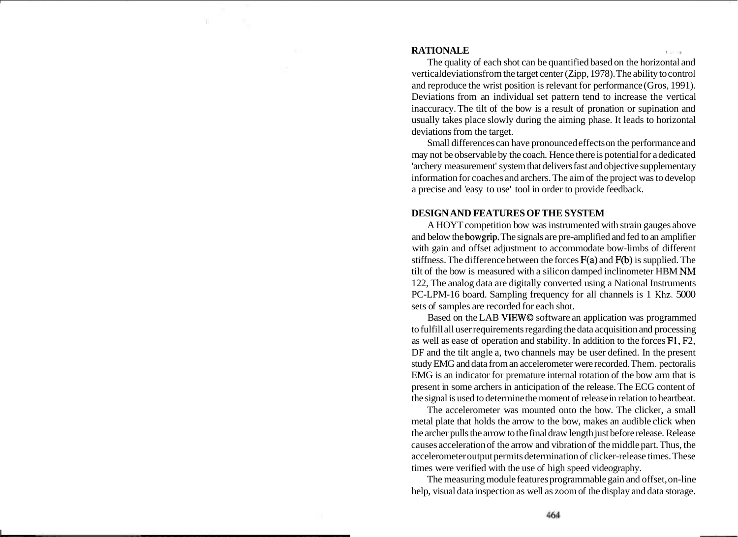## RATIONALE

The quality of each shot can be quantified based on the horizontal and vertical deviations from the target center (Zipp, 1978). The ability to control and reproduce the wrist position is relevant for performance (Gros, 1991). Deviations from an individual set pattern tend to increase the vertical inaccuracy. The tilt of the bow is a result of pronation or supination and usually takes place slowly during the aiming phase. It leads to horizontal deviations from the target.

Small differences can have pronounced effects on the performance and may not be observable by the coach. Hence there is potential for a dedicated 'archery measurement' system that delivers fast and objective supplementary information for coaches and archers. The aim of the project was to develop a precise and 'easy to use' tool in order to provide feedback.

## DESIGN AND FEATURES OF THE SYSTEM

A HOYT competition bow was instrumented with strain gauges above and below the bowgrip. The signals are pre-amplified and fed to an amplifier with gain and offset adjustment to accommodate bow-limbs of different stiffness. The difference between the forces F(a) and F(b) is supplied. The tilt of the bow is measured with a silicon damped inclinometer HBM NM 122, The analog data are digitally converted using a National Instruments PC-LPM-16 board. Sampling frequency for all channels is 1 Khz. 5000 sets of samples are recorded for each shot.

Based on the LAB VIEW© software an application was programmed to fulfill all user requirements regarding the data acquisition and processing as well as ease of operation and stability. In addition to the forces F1, F2, DF and the tilt angle a, two channels may be user defined. In the present study EMG and data from an accelerometer were recorded. Them. pectoralis EMG is an indicator for premature internal rotation of the bow arm that is present in some archers in anticipation of the release. The ECG content of the signal is used to determine the moment of release in relation to heartbeat.

The accelerometer was mounted onto the bow. The clicker, a small metal plate that holds the arrow to the bow, makes an audible click when the archer pulls the arrow to the final draw length just before release. Release causes acceleration of the arrow and vibration of the middle part. Thus, the accelerometer output permits determination of clicker-release times. These times were verified with the use of high speed videography.

The measuring module features programmable gain and offset, on-line help, visual data inspection as well as zoom of the display and data storage.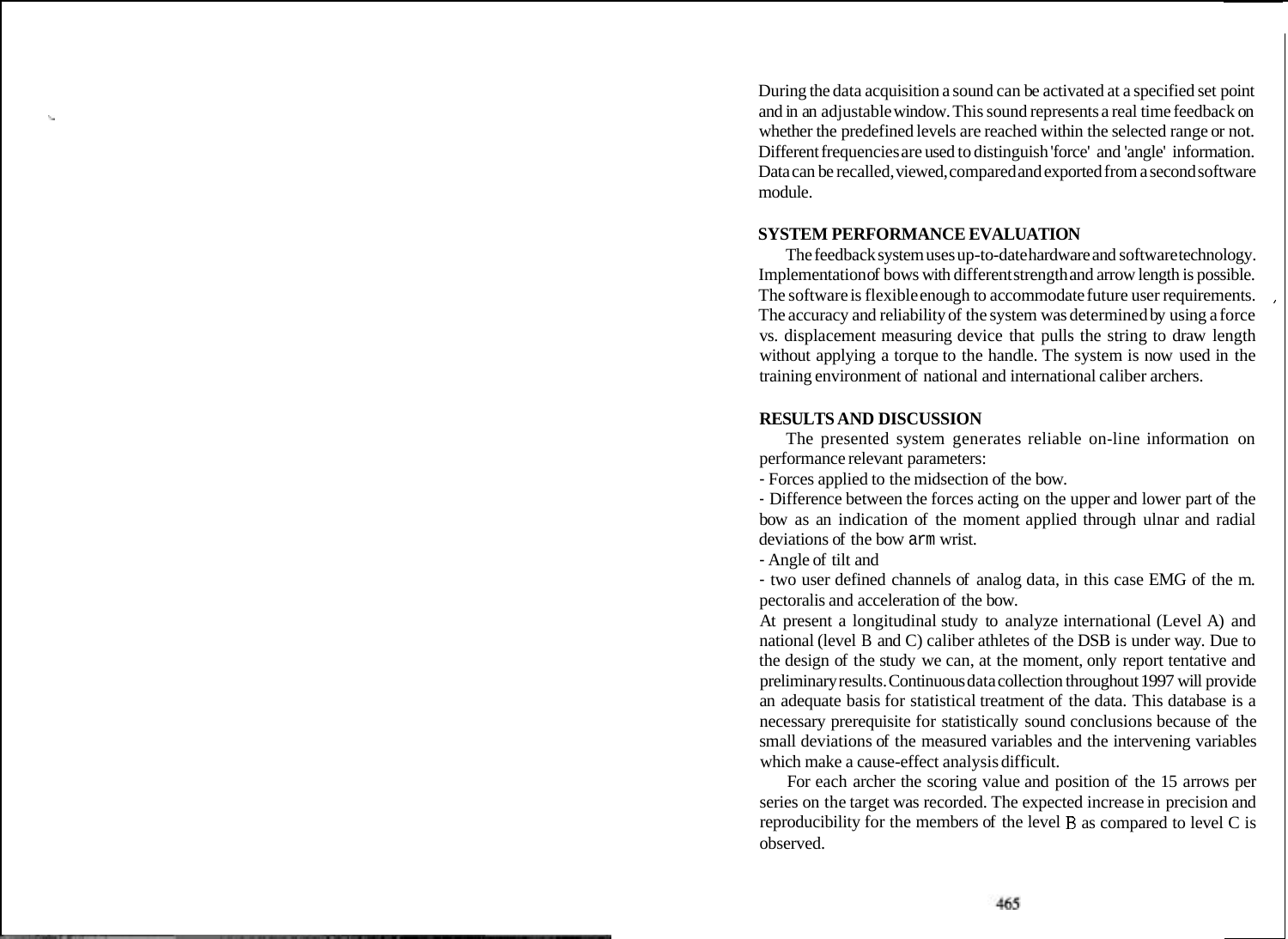During the data acquisition a sound can be activated at a specified set point and in an adjustable window. This sound represents a real time feedback on whether the predefined levels are reached within the selected range or not. Different frequencies are used to distinguish 'force' and 'angle' information. Data can be recalled, viewed, compared and exported from a second software module.

## SYSTEM PERFORMANCE EVALUATION

The feedback system uses up-to-date hardware and software technology. Implementation of bows with different strength and arrow length is possible. The software is flexible enough to accommodate future user requirements. The accuracy and reliability of the system was determined by using a force vs. displacement measuring device that pulls the string to draw length without applying a torque to the handle. The system is now used in the training environment of national and international caliber archers.

## RESULTS AND DISCUSSION

The presented system generates reliable on-line information on performance relevant parameters:

- Forces applied to the midsection of the bow.
- Difference between the forces acting on the upper and lower part of the bow as an indication of the moment applied through ulnar and radial deviations of the bow arm wrist.
- Angle of tilt and
- two user defined channels of analog data, in this case EMG of the m. pectoralis and acceleration of the bow.

At present a longitudinal study to analyze international (Level A) and national (level B and C) caliber athletes of the DSB is under way. Due to the design of the study we can, at the moment, only report tentative and preliminary results. Continuous data collection throughout 1997 will provide an adequate basis for statistical treatment of the data. This database is a necessary prerequisite for statistically sound conclusions because of the small deviations of the measured variables and the intervening variables which make a cause-effect analysis difficult.

For each archer the scoring value and position of the 15 arrows per series on the target was recorded. The expected increase in precision and reproducibility for the members of the level B as compared to level C is observed.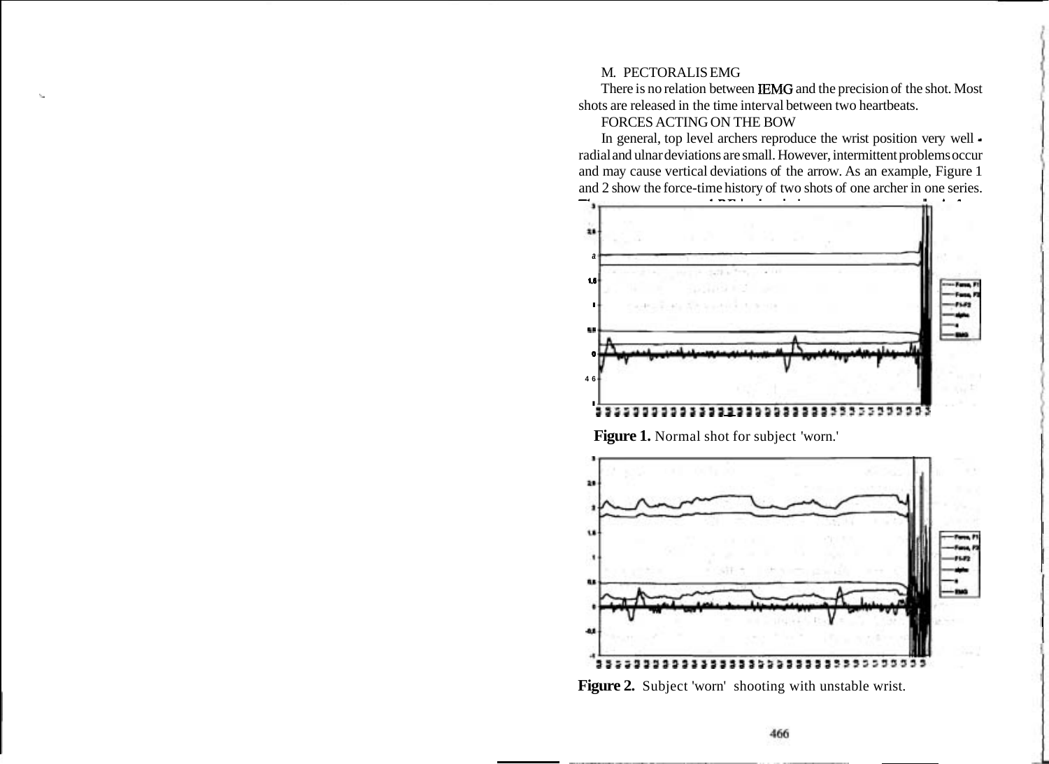M. PECTORALIS EMG

There is no relation between IEMG and the precision of the shot. Most shots are released in the time interval between two heartbeats.

FORCES ACTING ON THE BOW

In general, top level archers reproduce the wrist position very well - radial and ulnar deviations are small. However, intermittent problems occur and may cause vertical deviations of the arrow. As an example, Figure 1 and 2 show the force-time history of two shots of one archer in one series.

**Figure 1.** Normal shot for subject 'worn.'

**Figure 2.** Subject 'worn' shooting with unstable wrist.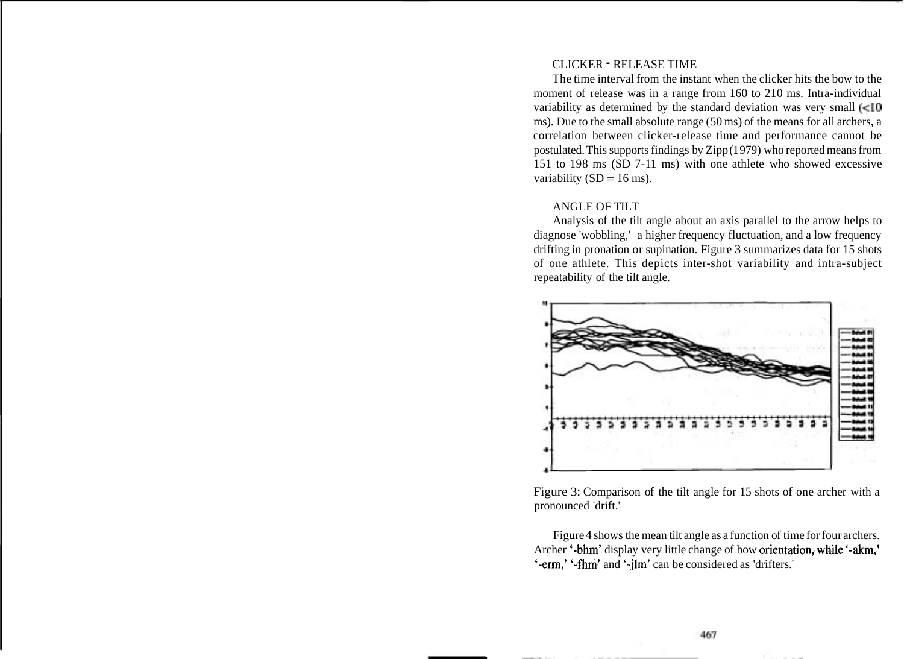### CLICKER - RELEASE TIME

The time interval from the instant when the clicker hits the bow to the moment of release was in a range from 160 to 210 ms. Intra-individual variability as determined by the standard deviation was very small (<10 ms). Due to the small absolute range (50 ms) of the means for all archers, a correlation between clicker-release time and performance cannot be postulated. This supports findings by Zipp (1979) who reported means from 151 to 198 ms (SD 7-11 ms) with one athlete who showed excessive variability (SD = 16 ms).

### ANGLE OF TILT

Analysis of the tilt angle about an axis parallel to the arrow helps to diagnose 'wobbling,' a higher frequency fluctuation, and a low frequency drifting in pronation or supination. Figure 3 summarizes data for 15 shots of one athlete. This depicts inter-shot variability and intra-subject repeatability of the tilt angle.

Figure 3: Comparison of the tilt angle for 15 shots of one archer with a pronounced 'drift.'

Figure 4 shows the mean tilt angle as a function of time for four archers. Archer '-bhm' display very little change of bow orientation, while '-akm,' '-erm,' '-fhm' and '-jlm' can be considered as 'drifters.'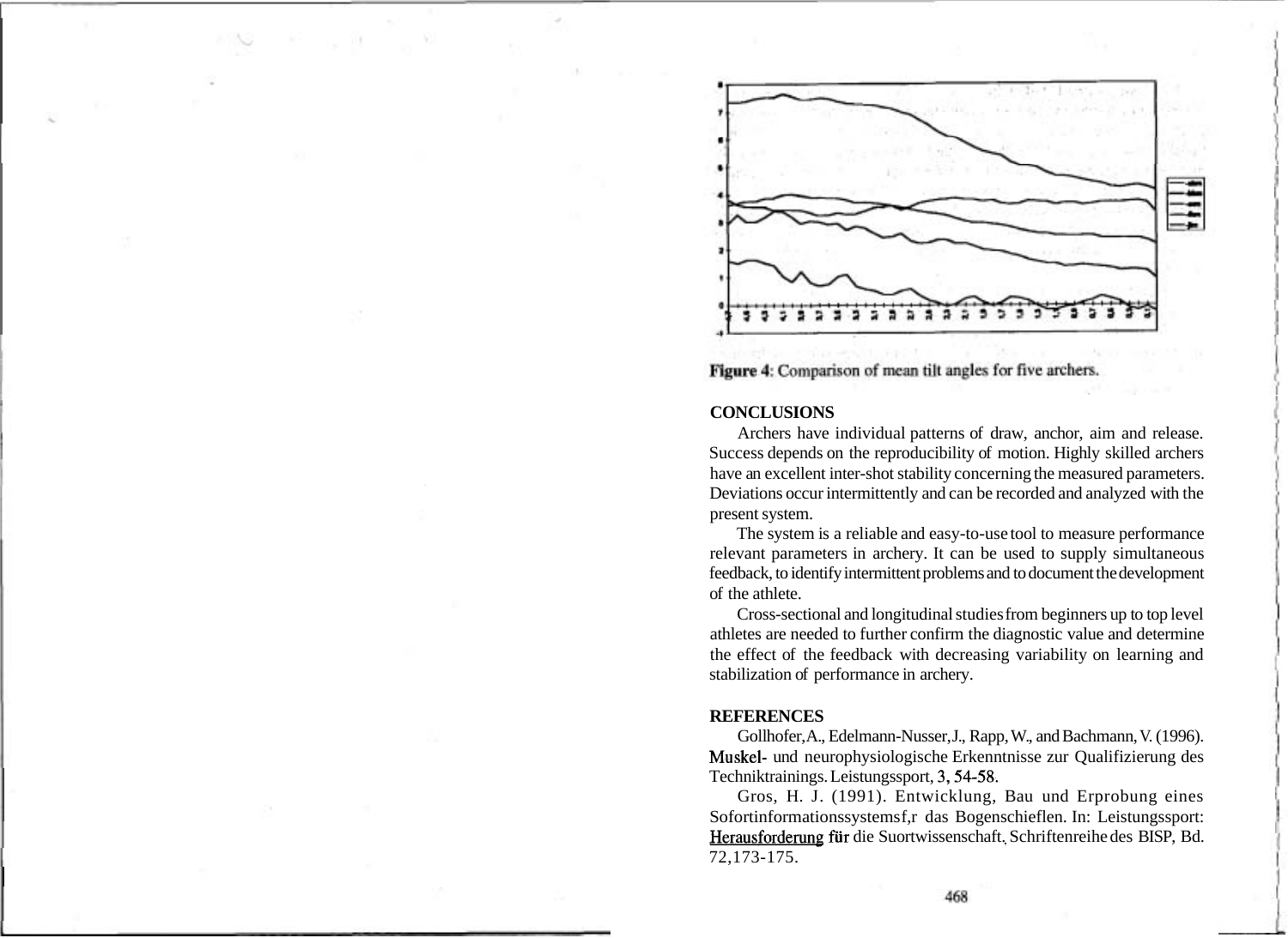Figure 4: Comparison of mean tilt angles for five archers.

## CONCLUSIONS

Archers have individual patterns of draw, anchor, aim and release. Success depends on the reproducibility of motion. Highly skilled archers have an excellent inter-shot stability concerning the measured parameters. Deviations occur intermittently and can be recorded and analyzed with the present system.

The system is a reliable and easy-to-use tool to measure performance relevant parameters in archery. It can be used to supply simultaneous feedback, to identify intermittent problems and to document the development of the athlete.

Cross-sectional and longitudinal studies from beginners up to top level athletes are needed to further confirm the diagnostic value and determine the effect of the feedback with decreasing variability on learning and stabilization of performance in archery.

## REFERENCES

Gollhofer, A., Edelmann-Nusser, J., Rapp, W., and Bachmann, V. (1996). Muskel- und neurophysiologische Erkenntnisse zur Qualifizierung des Techniktrainings. Leistungssport, 3, 54-58.

Gros, H. J. (1991). Entwicklung, Bau und Erprobung eines Sofortinformationssystemsf,r das Bogenschieflen. In: Leistungssport: Herausforderung für die Suortwissenschaft. Schriftenreihe des BISP, Bd. 72, 173-175.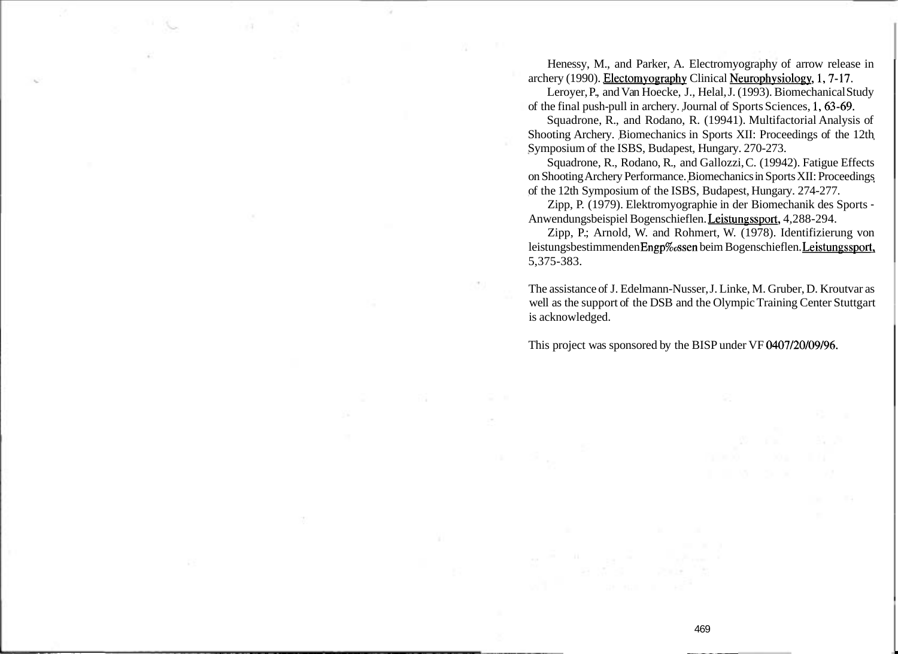Henessy, M., and Parker, A. Electromyography of arrow release in archery (1990). Electomyography Clinical Neurophysiology, 1, 7-17.

Leroyer, P., and Van Hoecke, J., Helal, J. (1993). Biomechanical Study of the final push-pull in archery. Journal of Sports Sciences, 1, 63-69.

Squadrone, R., and Rodano, R. (19941). Multifactorial Analysis of Shooting Archery. Biomechanics in Sports XII: Proceedings of the 12th Symposium of the ISBS, Budapest, Hungary. 270-273.

Squadrone, R., Rodano, R., and Gallozzi, C. (19942). Fatigue Effects on Shooting Archery Performance. Biomechanics in Sports XII: Proceedings of the 12th Symposium of the ISBS, Budapest, Hungary. 274-277.

Zipp, P. (1979). Elektromyographie in der Biomechanik des Sports - Anwendungsbeispiel Bogenschieflen. Leistungssport, 4,288-294.

Zipp, P.; Arnold, W. and Rohmert, W. (1978). Identifizierung von leistungsbestimmenden Engp‰ssen beim Bogenschieflen. Leistungssport, 5,375-383.

The assistance of J. Edelmann-Nusser, J. Linke, M. Gruber, D. Kroutvar as well as the support of the DSB and the Olympic Training Center Stuttgart is acknowledged.

This project was sponsored by the BISP under VF 0407/20/09/96.